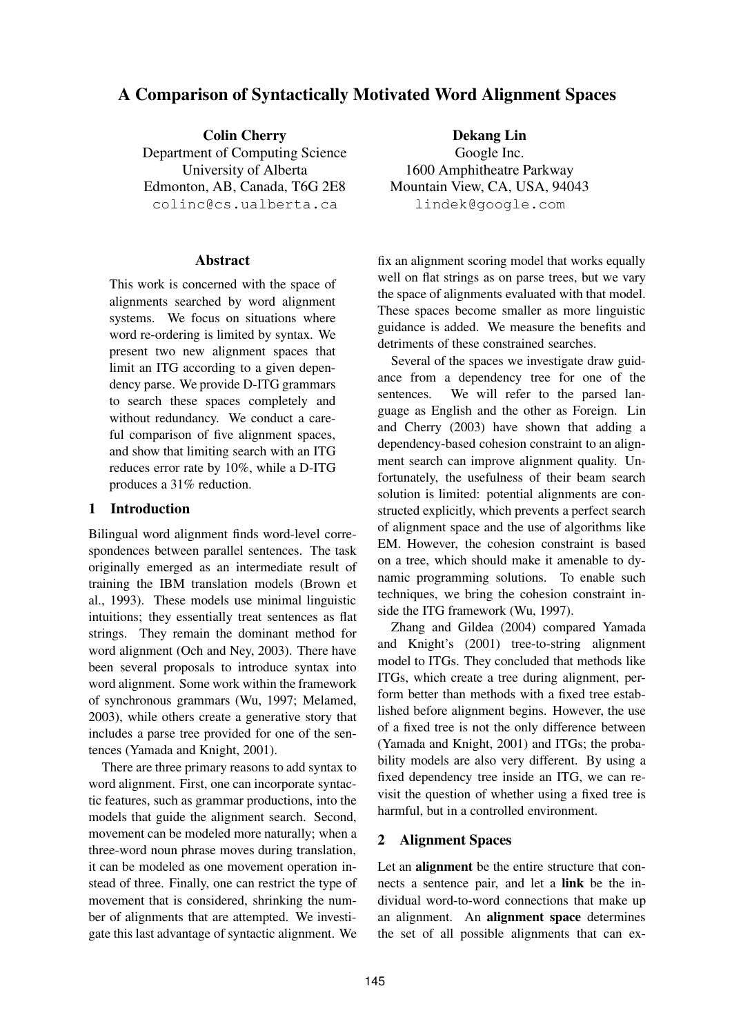# A Comparison of Syntactically Motivated Word Alignment Spaces

**Colin Cherry**
Department of Computing Science
University of Alberta
Edmonton, AB, Canada, T6G 2E8
colinc@cs.ualberta.ca

**Dekang Lin**
Google Inc.
1600 Amphitheatre Parkway
Mountain View, CA, USA, 94043
lindek@google.com

## Abstract

This work is concerned with the space of alignments searched by word alignment systems. We focus on situations where word re-ordering is limited by syntax. We present two new alignment spaces that limit an ITG according to a given dependency parse. We provide D-ITG grammars to search these spaces completely and without redundancy. We conduct a careful comparison of five alignment spaces, and show that limiting search with an ITG reduces error rate by 10%, while a D-ITG produces a 31% reduction.

## 1 Introduction

Bilingual word alignment finds word-level correspondences between parallel sentences. The task originally emerged as an intermediate result of training the IBM translation models (Brown et al., 1993). These models use minimal linguistic intuitions; they essentially treat sentences as flat strings. They remain the dominant method for word alignment (Och and Ney, 2003). There have been several proposals to introduce syntax into word alignment. Some work within the framework of synchronous grammars (Wu, 1997; Melamed, 2003), while others create a generative story that includes a parse tree provided for one of the sentences (Yamada and Knight, 2001).

There are three primary reasons to add syntax to word alignment. First, one can incorporate syntactic features, such as grammar productions, into the models that guide the alignment search. Second, movement can be modeled more naturally; when a three-word noun phrase moves during translation, it can be modeled as one movement operation instead of three. Finally, one can restrict the type of movement that is considered, shrinking the number of alignments that are attempted. We investigate this last advantage of syntactic alignment. We fix an alignment scoring model that works equally well on flat strings as on parse trees, but we vary the space of alignments evaluated with that model. These spaces become smaller as more linguistic guidance is added. We measure the benefits and detriments of these constrained searches.

Several of the spaces we investigate draw guidance from a dependency tree for one of the sentences. We will refer to the parsed language as English and the other as Foreign. Lin and Cherry (2003) have shown that adding a dependency-based cohesion constraint to an alignment search can improve alignment quality. Unfortunately, the usefulness of their beam search solution is limited: potential alignments are constructed explicitly, which prevents a perfect search of alignment space and the use of algorithms like EM. However, the cohesion constraint is based on a tree, which should make it amenable to dynamic programming solutions. To enable such techniques, we bring the cohesion constraint inside the ITG framework (Wu, 1997).

Zhang and Gildea (2004) compared Yamada and Knight's (2001) tree-to-string alignment model to ITGs. They concluded that methods like ITGs, which create a tree during alignment, perform better than methods with a fixed tree established before alignment begins. However, the use of a fixed tree is not the only difference between (Yamada and Knight, 2001) and ITGs; the probability models are also very different. By using a fixed dependency tree inside an ITG, we can revisit the question of whether using a fixed tree is harmful, but in a controlled environment.

## 2 Alignment Spaces

Let an **alignment** be the entire structure that connects a sentence pair, and let a **link** be the individual word-to-word connections that make up an alignment. An **alignment space** determines the set of all possible alignments that can ex-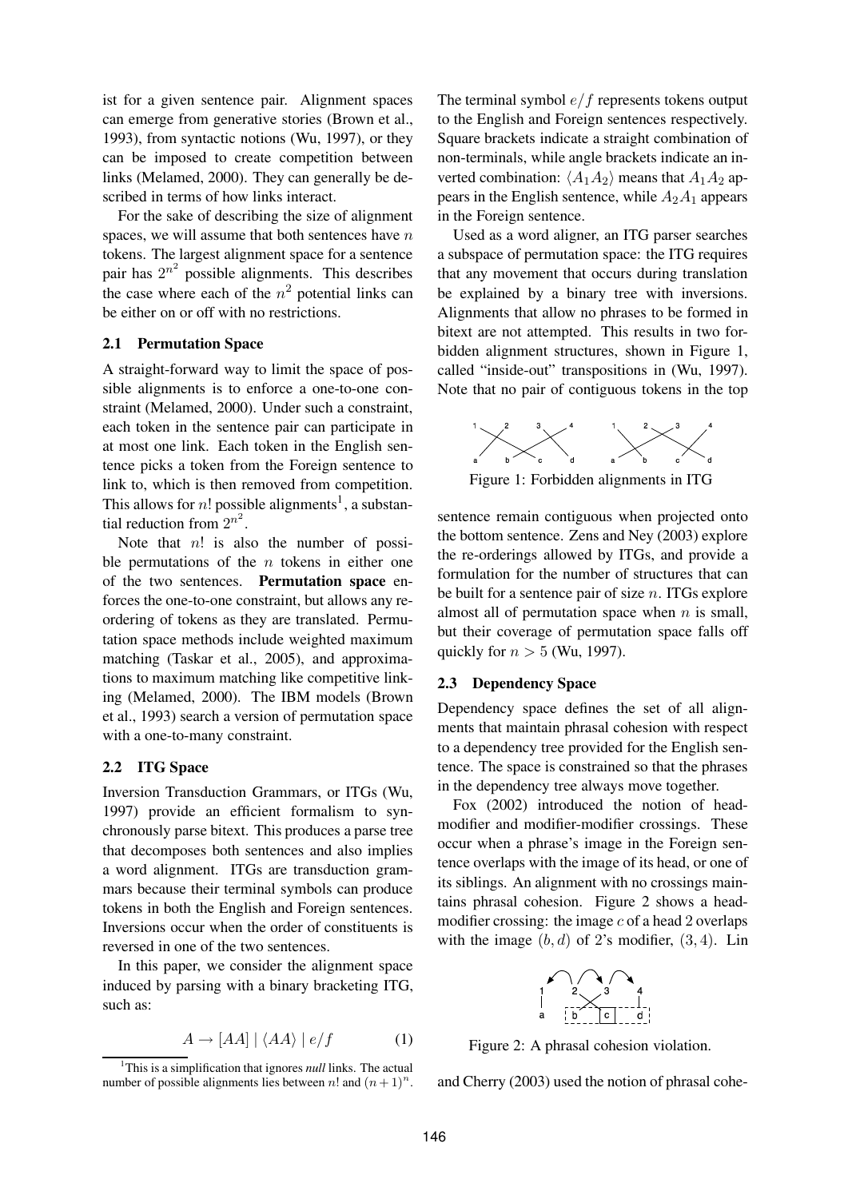ist for a given sentence pair. Alignment spaces can emerge from generative stories (Brown et al., 1993), from syntactic notions (Wu, 1997), or they can be imposed to create competition between links (Melamed, 2000). They can generally be described in terms of how links interact.

For the sake of describing the size of alignment spaces, we will assume that both sentences have $n$ tokens. The largest alignment space for a sentence pair has $2^{n^2}$ possible alignments. This describes the case where each of the $n^2$ potential links can be either on or off with no restrictions.

### 2.1 Permutation Space

A straight-forward way to limit the space of possible alignments is to enforce a one-to-one constraint (Melamed, 2000). Under such a constraint, each token in the sentence pair can participate in at most one link. Each token in the English sentence picks a token from the Foreign sentence to link to, which is then removed from competition. This allows for $n!$ possible alignments[1], a substantial reduction from $2^{n^2}$.

Note that $n!$ is also the number of possible permutations of the $n$ tokens in either one of the two sentences. **Permutation space** enforces the one-to-one constraint, but allows any reordering of tokens as they are translated. Permutation space methods include weighted maximum matching (Taskar et al., 2005), and approximations to maximum matching like competitive linking (Melamed, 2000). The IBM models (Brown et al., 1993) search a version of permutation space with a one-to-many constraint.

### 2.2 ITG Space

Inversion Transduction Grammars, or ITGs (Wu, 1997) provide an efficient formalism to synchronously parse bitext. This produces a parse tree that decomposes both sentences and also implies a word alignment. ITGs are transduction grammars because their terminal symbols can produce tokens in both the English and Foreign sentences. Inversions occur when the order of constituents is reversed in one of the two sentences.

In this paper, we consider the alignment space induced by parsing with a binary bracketing ITG, such as:

$$A \rightarrow [AA] \mid \langle AA \rangle \mid e/f \qquad (1)$$

[1] This is a simplification that ignores *null* links. The actual number of possible alignments lies between $n!$ and $(n+1)^n$.

The terminal symbol $e/f$ represents tokens output to the English and Foreign sentences respectively. Square brackets indicate a straight combination of non-terminals, while angle brackets indicate an inverted combination: $\langle A_1 A_2 \rangle$ means that $A_1 A_2$ appears in the English sentence, while $A_2 A_1$ appears in the Foreign sentence.

Used as a word aligner, an ITG parser searches a subspace of permutation space: the ITG requires that any movement that occurs during translation be explained by a binary tree with inversions. Alignments that allow no phrases to be formed in bitext are not attempted. This results in two forbidden alignment structures, shown in Figure 1, called "inside-out" transpositions in (Wu, 1997). Note that no pair of contiguous tokens in the top sentence remain contiguous when projected onto the bottom sentence. Zens and Ney (2003) explore the re-orderings allowed by ITGs, and provide a formulation for the number of structures that can be built for a sentence pair of size $n$. ITGs explore almost all of permutation space when $n$ is small, but their coverage of permutation space falls off quickly for $n > 5$ (Wu, 1997).

Figure 1: Forbidden alignments in ITG

### 2.3 Dependency Space

Dependency space defines the set of all alignments that maintain phrasal cohesion with respect to a dependency tree provided for the English sentence. The space is constrained so that the phrases in the dependency tree always move together.

Fox (2002) introduced the notion of head-modifier and modifier-modifier crossings. These occur when a phrase's image in the Foreign sentence overlaps with the image of its head, or one of its siblings. An alignment with no crossings maintains phrasal cohesion. Figure 2 shows a head-modifier crossing: the image $c$ of a head 2 overlaps with the image $(b, d)$ of 2's modifier, $(3, 4)$. Lin and Cherry (2003) used the notion of phrasal cohe-

Figure 2: A phrasal cohesion violation.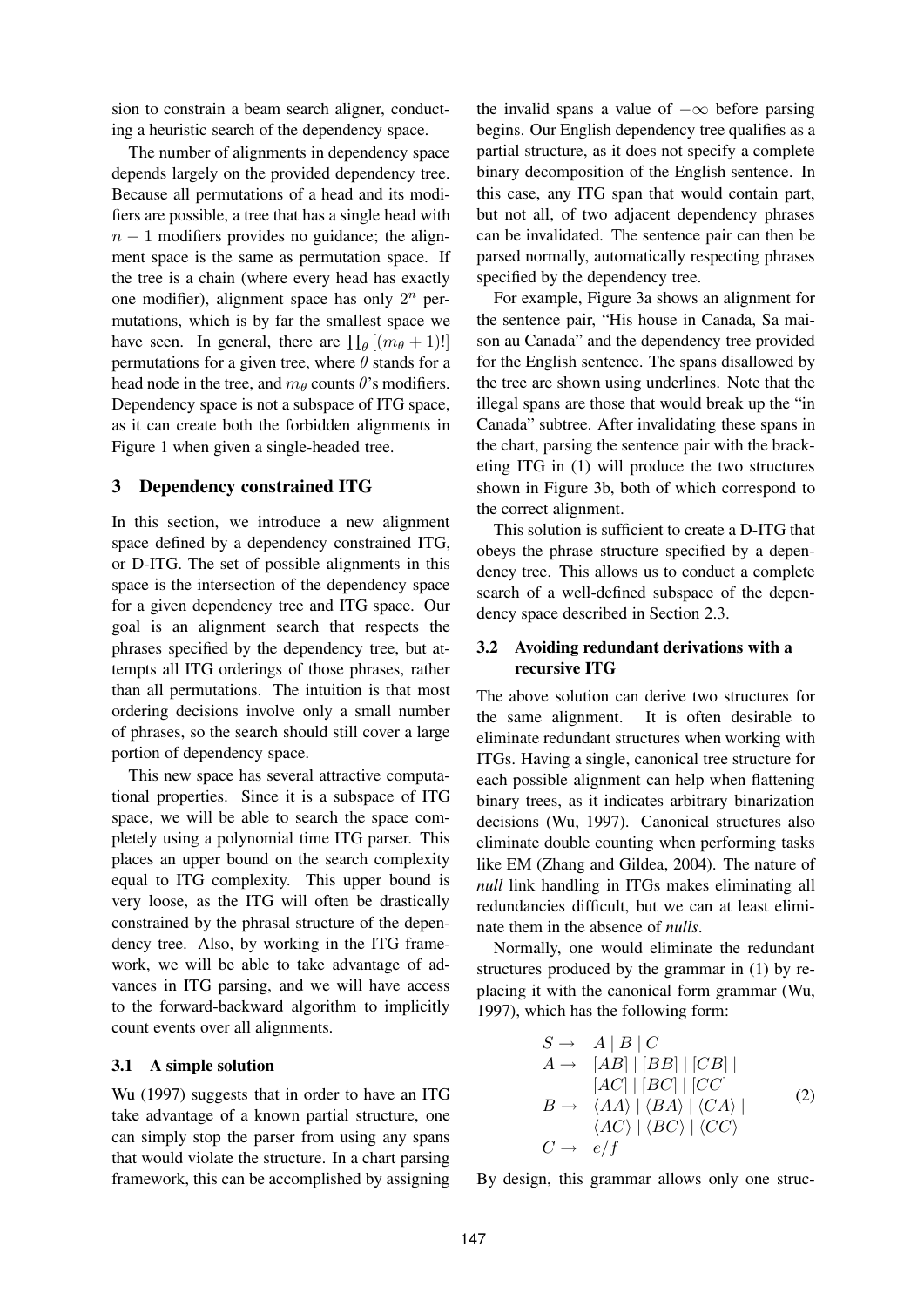sion to constrain a beam search aligner, conducting a heuristic search of the dependency space.

The number of alignments in dependency space depends largely on the provided dependency tree. Because all permutations of a head and its modifiers are possible, a tree that has a single head with $n-1$ modifiers provides no guidance; the alignment space is the same as permutation space. If the tree is a chain (where every head has exactly one modifier), alignment space has only $2^n$ permutations, which is by far the smallest space we have seen. In general, there are $\prod_\theta [(m_\theta + 1)!]$ permutations for a given tree, where $\theta$ stands for a head node in the tree, and $m_\theta$ counts $\theta$'s modifiers. Dependency space is not a subspace of ITG space, as it can create both the forbidden alignments in Figure 1 when given a single-headed tree.

## 3 Dependency constrained ITG

In this section, we introduce a new alignment space defined by a dependency constrained ITG, or D-ITG. The set of possible alignments in this space is the intersection of the dependency space for a given dependency tree and ITG space. Our goal is an alignment search that respects the phrases specified by the dependency tree, but attempts all ITG orderings of those phrases, rather than all permutations. The intuition is that most ordering decisions involve only a small number of phrases, so the search should still cover a large portion of dependency space.

This new space has several attractive computational properties. Since it is a subspace of ITG space, we will be able to search the space completely using a polynomial time ITG parser. This places an upper bound on the search complexity equal to ITG complexity. This upper bound is very loose, as the ITG will often be drastically constrained by the phrasal structure of the dependency tree. Also, by working in the ITG framework, we will be able to take advantage of advances in ITG parsing, and we will have access to the forward-backward algorithm to implicitly count events over all alignments.

### 3.1 A simple solution

Wu (1997) suggests that in order to have an ITG take advantage of a known partial structure, one can simply stop the parser from using any spans that would violate the structure. In a chart parsing framework, this can be accomplished by assigning the invalid spans a value of $-\infty$ before parsing begins. Our English dependency tree qualifies as a partial structure, as it does not specify a complete binary decomposition of the English sentence. In this case, any ITG span that would contain part, but not all, of two adjacent dependency phrases can be invalidated. The sentence pair can then be parsed normally, automatically respecting phrases specified by the dependency tree.

For example, Figure 3a shows an alignment for the sentence pair, "His house in Canada, Sa maison au Canada" and the dependency tree provided for the English sentence. The spans disallowed by the tree are shown using underlines. Note that the illegal spans are those that would break up the "in Canada" subtree. After invalidating these spans in the chart, parsing the sentence pair with the bracketing ITG in (1) will produce the two structures shown in Figure 3b, both of which correspond to the correct alignment.

This solution is sufficient to create a D-ITG that obeys the phrase structure specified by a dependency tree. This allows us to conduct a complete search of a well-defined subspace of the dependency space described in Section 2.3.

### 3.2 Avoiding redundant derivations with a recursive ITG

The above solution can derive two structures for the same alignment. It is often desirable to eliminate redundant structures when working with ITGs. Having a single, canonical tree structure for each possible alignment can help when flattening binary trees, as it indicates arbitrary binarization decisions (Wu, 1997). Canonical structures also eliminate double counting when performing tasks like EM (Zhang and Gildea, 2004). The nature of *null* link handling in ITGs makes eliminating all redundancies difficult, but we can at least eliminate them in the absence of *nulls*.

Normally, one would eliminate the redundant structures produced by the grammar in (1) by replacing it with the canonical form grammar (Wu, 1997), which has the following form:

$$
\begin{array}{rl}
S \rightarrow & A \mid B \mid C \\
A \rightarrow & [AB] \mid [BB] \mid [CB] \mid \\
& [AC] \mid [BC] \mid [CC] \\
B \rightarrow & \langle AA \rangle \mid \langle BA \rangle \mid \langle CA \rangle \mid \\
& \langle AC \rangle \mid \langle BC \rangle \mid \langle CC \rangle \\
C \rightarrow & e/f
\end{array}
\tag{2}
$$

By design, this grammar allows only one struc-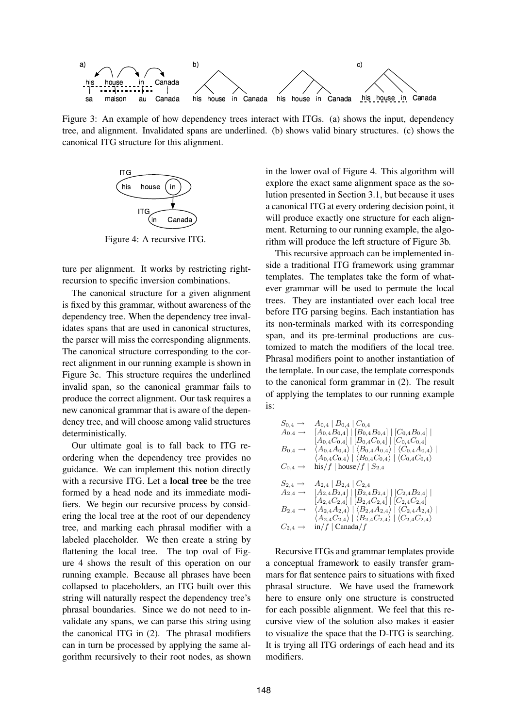Figure 3: An example of how dependency trees interact with ITGs. (a) shows the input, dependency tree, and alignment. Invalidated spans are underlined. (b) shows valid binary structures. (c) shows the canonical ITG structure for this alignment.

Figure 4: A recursive ITG.

ture per alignment. It works by restricting right-recursion to specific inversion combinations.

The canonical structure for a given alignment is fixed by this grammar, without awareness of the dependency tree. When the dependency tree invalidates spans that are used in canonical structures, the parser will miss the corresponding alignments. The canonical structure corresponding to the correct alignment in our running example is shown in Figure 3c. This structure requires the underlined invalid span, so the canonical grammar fails to produce the correct alignment. Our task requires a new canonical grammar that is aware of the dependency tree, and will choose among valid structures deterministically.

Our ultimate goal is to fall back to ITG reordering when the dependency tree provides no guidance. We can implement this notion directly with a recursive ITG. Let a **local tree** be the tree formed by a head node and its immediate modifiers. We begin our recursive process by considering the local tree at the root of our dependency tree, and marking each phrasal modifier with a labeled placeholder. We then create a string by flattening the local tree. The top oval of Figure 4 shows the result of this operation on our running example. Because all phrases have been collapsed to placeholders, an ITG built over this string will naturally respect the dependency tree's phrasal boundaries. Since we do not need to invalidate any spans, we can parse this string using the canonical ITG in (2). The phrasal modifiers can in turn be processed by applying the same algorithm recursively to their root nodes, as shown in the lower oval of Figure 4. This algorithm will explore the exact same alignment space as the solution presented in Section 3.1, but because it uses a canonical ITG at every ordering decision point, it will produce exactly one structure for each alignment. Returning to our running example, the algorithm will produce the left structure of Figure 3b.

This recursive approach can be implemented inside a traditional ITG framework using grammar templates. The templates take the form of whatever grammar will be used to permute the local trees. They are instantiated over each local tree before ITG parsing begins. Each instantiation has its non-terminals marked with its corresponding span, and its pre-terminal productions are customized to match the modifiers of the local tree. Phrasal modifiers point to another instantiation of the template. In our case, the template corresponds to the canonical form grammar in (2). The result of applying the templates to our running example is:

$$
\begin{aligned}
S_{0,4} \rightarrow\ & A_{0,4} \mid B_{0,4} \mid C_{0,4} \\
A_{0,4} \rightarrow\ & [A_{0,4}B_{0,4}] \mid [B_{0,4}B_{0,4}] \mid [C_{0,4}B_{0,4}] \mid \\
& [A_{0,4}C_{0,4}] \mid [B_{0,4}C_{0,4}] \mid [C_{0,4}C_{0,4}] \\
B_{0,4} \rightarrow\ & \langle A_{0,4}A_{0,4}\rangle \mid \langle B_{0,4}A_{0,4}\rangle \mid \langle C_{0,4}A_{0,4}\rangle \mid \\
& \langle A_{0,4}C_{0,4}\rangle \mid \langle B_{0,4}C_{0,4}\rangle \mid \langle C_{0,4}C_{0,4}\rangle \\
C_{0,4} \rightarrow\ & \text{his}/f \mid \text{house}/f \mid S_{2,4}
\end{aligned}
$$

$$
\begin{aligned}
S_{2,4} \rightarrow\ & A_{2,4} \mid B_{2,4} \mid C_{2,4} \\
A_{2,4} \rightarrow\ & [A_{2,4}B_{2,4}] \mid [B_{2,4}B_{2,4}] \mid [C_{2,4}B_{2,4}] \mid \\
& [A_{2,4}C_{2,4}] \mid [B_{2,4}C_{2,4}] \mid [C_{2,4}C_{2,4}] \\
B_{2,4} \rightarrow\ & \langle A_{2,4}A_{2,4}\rangle \mid \langle B_{2,4}A_{2,4}\rangle \mid \langle C_{2,4}A_{2,4}\rangle \mid \\
& \langle A_{2,4}C_{2,4}\rangle \mid \langle B_{2,4}C_{2,4}\rangle \mid \langle C_{2,4}C_{2,4}\rangle \\
C_{2,4} \rightarrow\ & \text{in}/f \mid \text{Canada}/f
\end{aligned}
$$

Recursive ITGs and grammar templates provide a conceptual framework to easily transfer grammars for flat sentence pairs to situations with fixed phrasal structure. We have used the framework here to ensure only one structure is constructed for each possible alignment. We feel that this recursive view of the solution also makes it easier to visualize the space that the D-ITG is searching. It is trying all ITG orderings of each head and its modifiers.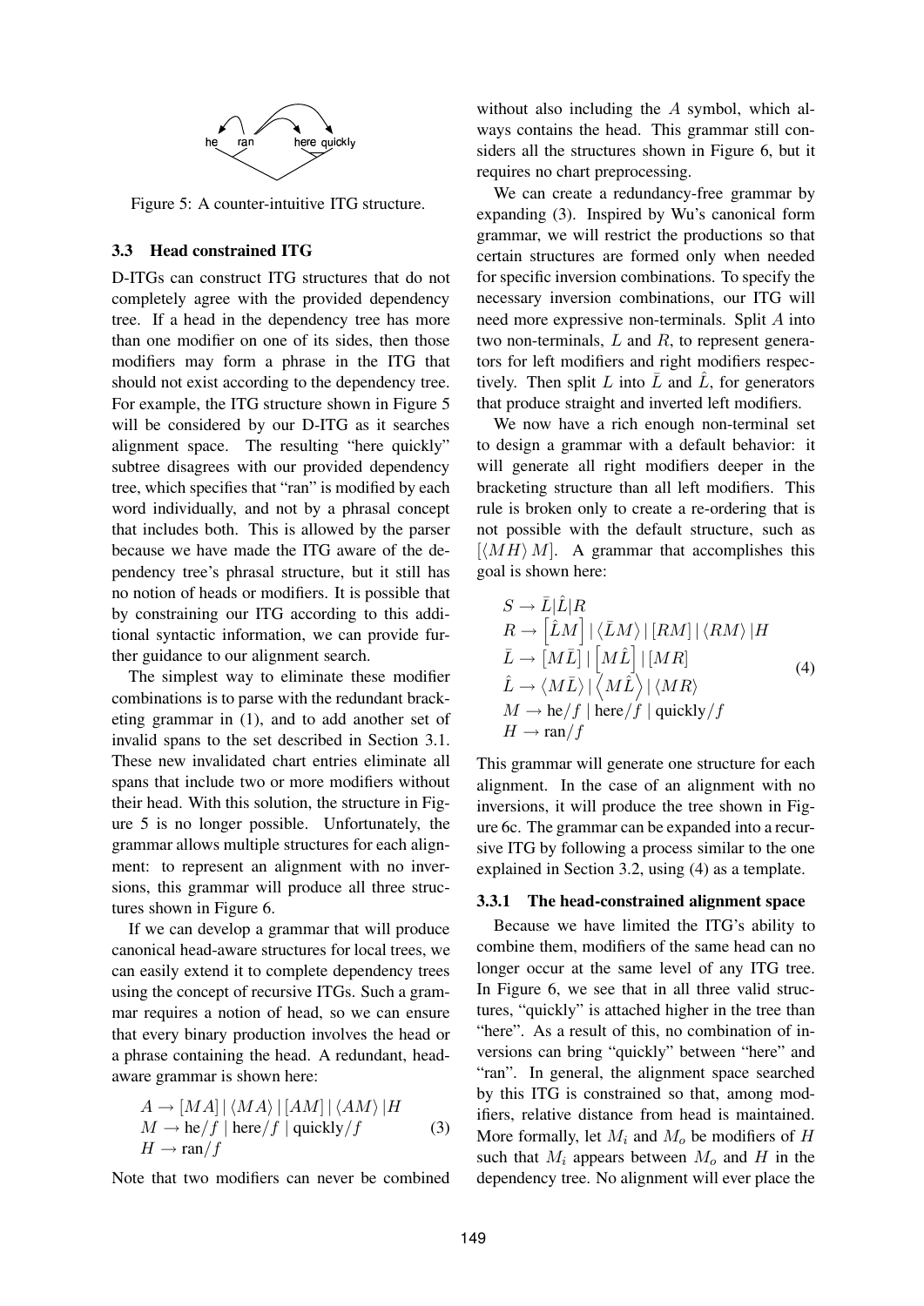Figure 5: A counter-intuitive ITG structure.

### 3.3 Head constrained ITG

D-ITGs can construct ITG structures that do not completely agree with the provided dependency tree. If a head in the dependency tree has more than one modifier on one of its sides, then those modifiers may form a phrase in the ITG that should not exist according to the dependency tree. For example, the ITG structure shown in Figure 5 will be considered by our D-ITG as it searches alignment space. The resulting "here quickly" subtree disagrees with our provided dependency tree, which specifies that "ran" is modified by each word individually, and not by a phrasal concept that includes both. This is allowed by the parser because we have made the ITG aware of the dependency tree's phrasal structure, but it still has no notion of heads or modifiers. It is possible that by constraining our ITG according to this additional syntactic information, we can provide further guidance to our alignment search.

The simplest way to eliminate these modifier combinations is to parse with the redundant bracketing grammar in (1), and to add another set of invalid spans to the set described in Section 3.1. These new invalidated chart entries eliminate all spans that include two or more modifiers without their head. With this solution, the structure in Figure 5 is no longer possible. Unfortunately, the grammar allows multiple structures for each alignment: to represent an alignment with no inversions, this grammar will produce all three structures shown in Figure 6.

If we can develop a grammar that will produce canonical head-aware structures for local trees, we can easily extend it to complete dependency trees using the concept of recursive ITGs. Such a grammar requires a notion of head, so we can ensure that every binary production involves the head or a phrase containing the head. A redundant, head-aware grammar is shown here:

$$
\begin{aligned}
&A \rightarrow [MA] \mid \langle MA \rangle \mid [AM] \mid \langle AM \rangle \mid H \\
&M \rightarrow \text{he}/f \mid \text{here}/f \mid \text{quickly}/f \\
&H \rightarrow \text{ran}/f
\end{aligned}
\tag{3}
$$

Note that two modifiers can never be combined without also including the $A$ symbol, which always contains the head. This grammar still considers all the structures shown in Figure 6, but it requires no chart preprocessing.

We can create a redundancy-free grammar by expanding (3). Inspired by Wu's canonical form grammar, we will restrict the productions so that certain structures are formed only when needed for specific inversion combinations. To specify the necessary inversion combinations, our ITG will need more expressive non-terminals. Split $A$ into two non-terminals, $L$ and $R$, to represent generators for left modifiers and right modifiers respectively. Then split $L$ into $\bar{L}$ and $\hat{L}$, for generators that produce straight and inverted left modifiers.

We now have a rich enough non-terminal set to design a grammar with a default behavior: it will generate all right modifiers deeper in the bracketing structure than all left modifiers. This rule is broken only to create a re-ordering that is not possible with the default structure, such as $[\langle MH \rangle\, M]$. A grammar that accomplishes this goal is shown here:

$$
\begin{aligned}
&S \rightarrow \bar{L} | \hat{L} | R \\
&R \rightarrow \left[\hat{L}M\right] \mid \langle \bar{L}M \rangle \mid [RM] \mid \langle RM \rangle \mid H \\
&\bar{L} \rightarrow \left[M\bar{L}\right] \mid \left[M\hat{L}\right] \mid [MR] \\
&\hat{L} \rightarrow \langle M\bar{L} \rangle \mid \left\langle M\hat{L} \right\rangle \mid \langle MR \rangle \\
&M \rightarrow \text{he}/f \mid \text{here}/f \mid \text{quickly}/f \\
&H \rightarrow \text{ran}/f
\end{aligned}
\tag{4}
$$

This grammar will generate one structure for each alignment. In the case of an alignment with no inversions, it will produce the tree shown in Figure 6c. The grammar can be expanded into a recursive ITG by following a process similar to the one explained in Section 3.2, using (4) as a template.

#### 3.3.1 The head-constrained alignment space

Because we have limited the ITG's ability to combine them, modifiers of the same head can no longer occur at the same level of any ITG tree. In Figure 6, we see that in all three valid structures, "quickly" is attached higher in the tree than "here". As a result of this, no combination of inversions can bring "quickly" between "here" and "ran". In general, the alignment space searched by this ITG is constrained so that, among modifiers, relative distance from head is maintained. More formally, let $M_i$ and $M_o$ be modifiers of $H$ such that $M_i$ appears between $M_o$ and $H$ in the dependency tree. No alignment will ever place the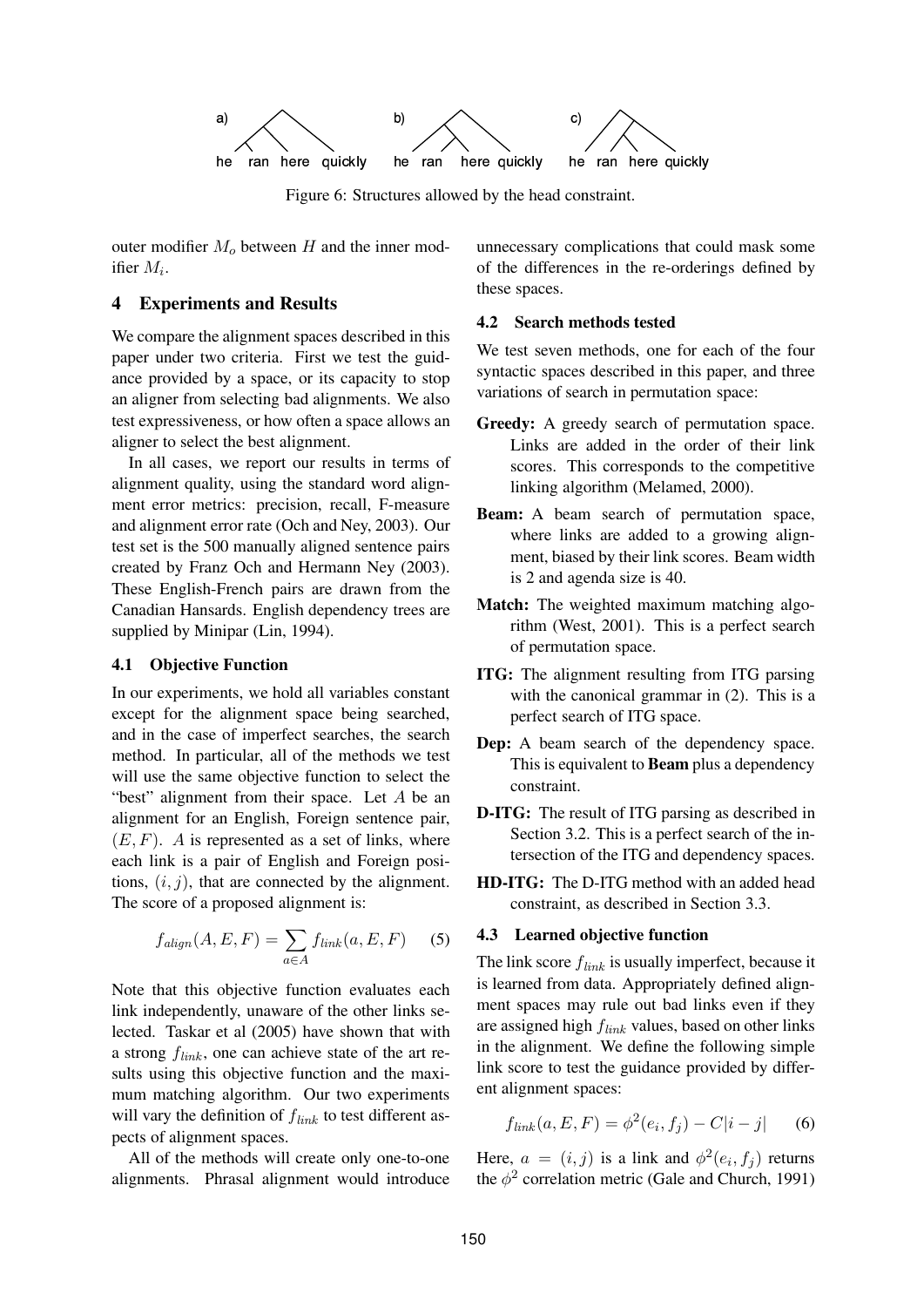Figure 6: Structures allowed by the head constraint.

outer modifier $M_o$ between $H$ and the inner modifier $M_i$.

## 4 Experiments and Results

We compare the alignment spaces described in this paper under two criteria. First we test the guidance provided by a space, or its capacity to stop an aligner from selecting bad alignments. We also test expressiveness, or how often a space allows an aligner to select the best alignment.

In all cases, we report our results in terms of alignment quality, using the standard word alignment error metrics: precision, recall, F-measure and alignment error rate (Och and Ney, 2003). Our test set is the 500 manually aligned sentence pairs created by Franz Och and Hermann Ney (2003). These English-French pairs are drawn from the Canadian Hansards. English dependency trees are supplied by Minipar (Lin, 1994).

### 4.1 Objective Function

In our experiments, we hold all variables constant except for the alignment space being searched, and in the case of imperfect searches, the search method. In particular, all of the methods we test will use the same objective function to select the "best" alignment from their space. Let $A$ be an alignment for an English, Foreign sentence pair, $(E, F)$. $A$ is represented as a set of links, where each link is a pair of English and Foreign positions, $(i, j)$, that are connected by the alignment. The score of a proposed alignment is:

$$f_{align}(A, E, F) = \sum_{a \in A} f_{link}(a, E, F) \quad (5)$$

Note that this objective function evaluates each link independently, unaware of the other links selected. Taskar et al (2005) have shown that with a strong $f_{link}$, one can achieve state of the art results using this objective function and the maximum matching algorithm. Our two experiments will vary the definition of $f_{link}$ to test different aspects of alignment spaces.

All of the methods will create only one-to-one alignments. Phrasal alignment would introduce unnecessary complications that could mask some of the differences in the re-orderings defined by these spaces.

### 4.2 Search methods tested

We test seven methods, one for each of the four syntactic spaces described in this paper, and three variations of search in permutation space:

- **Greedy:** A greedy search of permutation space. Links are added in the order of their link scores. This corresponds to the competitive linking algorithm (Melamed, 2000).
- **Beam:** A beam search of permutation space, where links are added to a growing alignment, biased by their link scores. Beam width is 2 and agenda size is 40.
- **Match:** The weighted maximum matching algorithm (West, 2001). This is a perfect search of permutation space.
- **ITG:** The alignment resulting from ITG parsing with the canonical grammar in (2). This is a perfect search of ITG space.
- **Dep:** A beam search of the dependency space. This is equivalent to **Beam** plus a dependency constraint.
- **D-ITG:** The result of ITG parsing as described in Section 3.2. This is a perfect search of the intersection of the ITG and dependency spaces.
- **HD-ITG:** The D-ITG method with an added head constraint, as described in Section 3.3.

### 4.3 Learned objective function

The link score $f_{link}$ is usually imperfect, because it is learned from data. Appropriately defined alignment spaces may rule out bad links even if they are assigned high $f_{link}$ values, based on other links in the alignment. We define the following simple link score to test the guidance provided by different alignment spaces:

$$f_{link}(a, E, F) = \phi^2(e_i, f_j) - C|i - j| \quad (6)$$

Here, $a = (i, j)$ is a link and $\phi^2(e_i, f_j)$ returns the $\phi^2$ correlation metric (Gale and Church, 1991)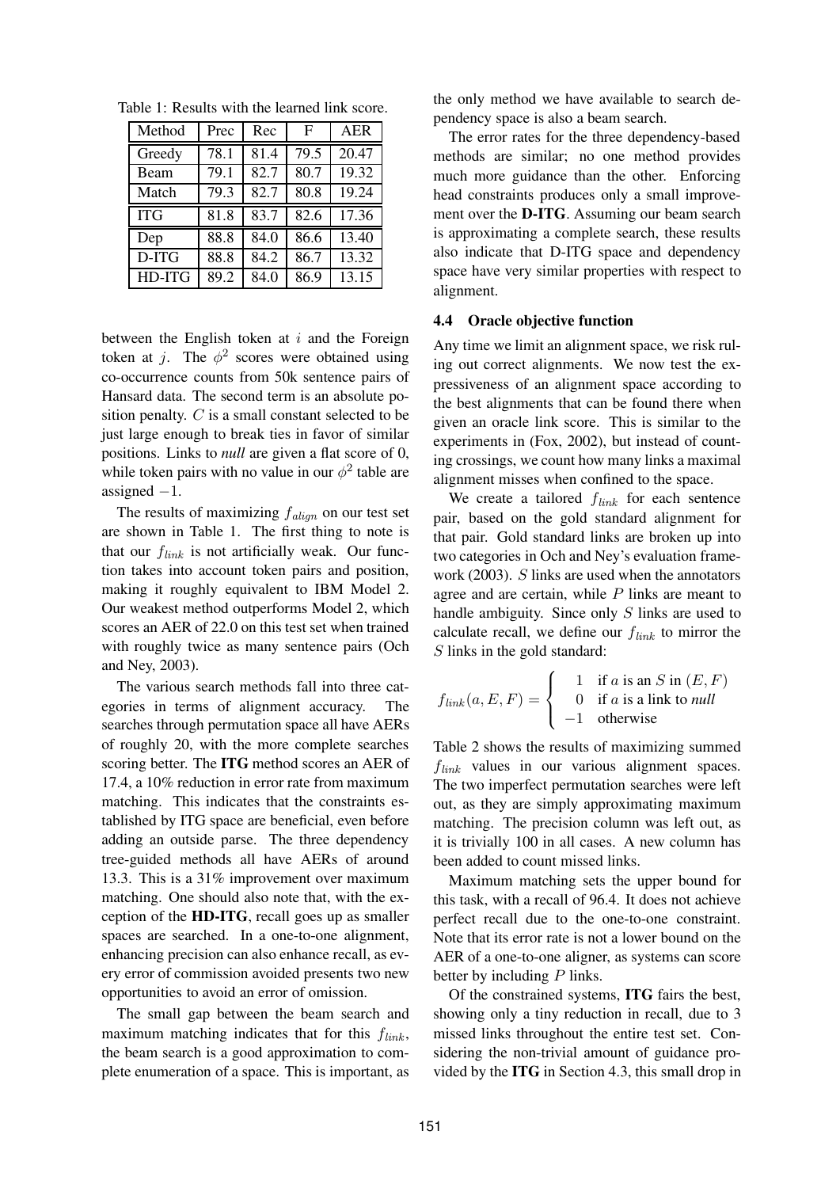Table 1: Results with the learned link score.

| Method | Prec | Rec | F | AER |
|---|---|---|---|---|
| Greedy | 78.1 | 81.4 | 79.5 | 20.47 |
| Beam | 79.1 | 82.7 | 80.7 | 19.32 |
| Match | 79.3 | 82.7 | 80.8 | 19.24 |
| ITG | 81.8 | 83.7 | 82.6 | 17.36 |
| Dep | 88.8 | 84.0 | 86.6 | 13.40 |
| D-ITG | 88.8 | 84.2 | 86.7 | 13.32 |
| HD-ITG | 89.2 | 84.0 | 86.9 | 13.15 |

between the English token at $i$ and the Foreign token at $j$. The $\phi^2$ scores were obtained using co-occurrence counts from 50k sentence pairs of Hansard data. The second term is an absolute position penalty. $C$ is a small constant selected to be just large enough to break ties in favor of similar positions. Links to *null* are given a flat score of 0, while token pairs with no value in our $\phi^2$ table are assigned $-1$.

The results of maximizing $f_{align}$ on our test set are shown in Table 1. The first thing to note is that our $f_{link}$ is not artificially weak. Our function takes into account token pairs and position, making it roughly equivalent to IBM Model 2. Our weakest method outperforms Model 2, which scores an AER of 22.0 on this test set when trained with roughly twice as many sentence pairs (Och and Ney, 2003).

The various search methods fall into three categories in terms of alignment accuracy. The searches through permutation space all have AERs of roughly 20, with the more complete searches scoring better. The **ITG** method scores an AER of 17.4, a 10% reduction in error rate from maximum matching. This indicates that the constraints established by ITG space are beneficial, even before adding an outside parse. The three dependency tree-guided methods all have AERs of around 13.3. This is a 31% improvement over maximum matching. One should also note that, with the exception of the **HD-ITG**, recall goes up as smaller spaces are searched. In a one-to-one alignment, enhancing precision can also enhance recall, as every error of commission avoided presents two new opportunities to avoid an error of omission.

The small gap between the beam search and maximum matching indicates that for this $f_{link}$, the beam search is a good approximation to complete enumeration of a space. This is important, as the only method we have available to search dependency space is also a beam search.

The error rates for the three dependency-based methods are similar; no one method provides much more guidance than the other. Enforcing head constraints produces only a small improvement over the **D-ITG**. Assuming our beam search is approximating a complete search, these results also indicate that D-ITG space and dependency space have very similar properties with respect to alignment.

### 4.4 Oracle objective function

Any time we limit an alignment space, we risk ruling out correct alignments. We now test the expressiveness of an alignment space according to the best alignments that can be found there when given an oracle link score. This is similar to the experiments in (Fox, 2002), but instead of counting crossings, we count how many links a maximal alignment misses when confined to the space.

We create a tailored $f_{link}$ for each sentence pair, based on the gold standard alignment for that pair. Gold standard links are broken up into two categories in Och and Ney's evaluation framework (2003). $S$ links are used when the annotators agree and are certain, while $P$ links are meant to handle ambiguity. Since only $S$ links are used to calculate recall, we define our $f_{link}$ to mirror the $S$ links in the gold standard:

$$f_{link}(a, E, F) = \begin{cases} 1 & \text{if } a \text{ is an } S \text{ in } (E, F) \\ 0 & \text{if } a \text{ is a link to } \textit{null} \\ -1 & \text{otherwise} \end{cases}$$

Table 2 shows the results of maximizing summed $f_{link}$ values in our various alignment spaces. The two imperfect permutation searches were left out, as they are simply approximating maximum matching. The precision column was left out, as it is trivially 100 in all cases. A new column has been added to count missed links.

Maximum matching sets the upper bound for this task, with a recall of 96.4. It does not achieve perfect recall due to the one-to-one constraint. Note that its error rate is not a lower bound on the AER of a one-to-one aligner, as systems can score better by including $P$ links.

Of the constrained systems, **ITG** fairs the best, showing only a tiny reduction in recall, due to 3 missed links throughout the entire test set. Considering the non-trivial amount of guidance provided by the **ITG** in Section 4.3, this small drop in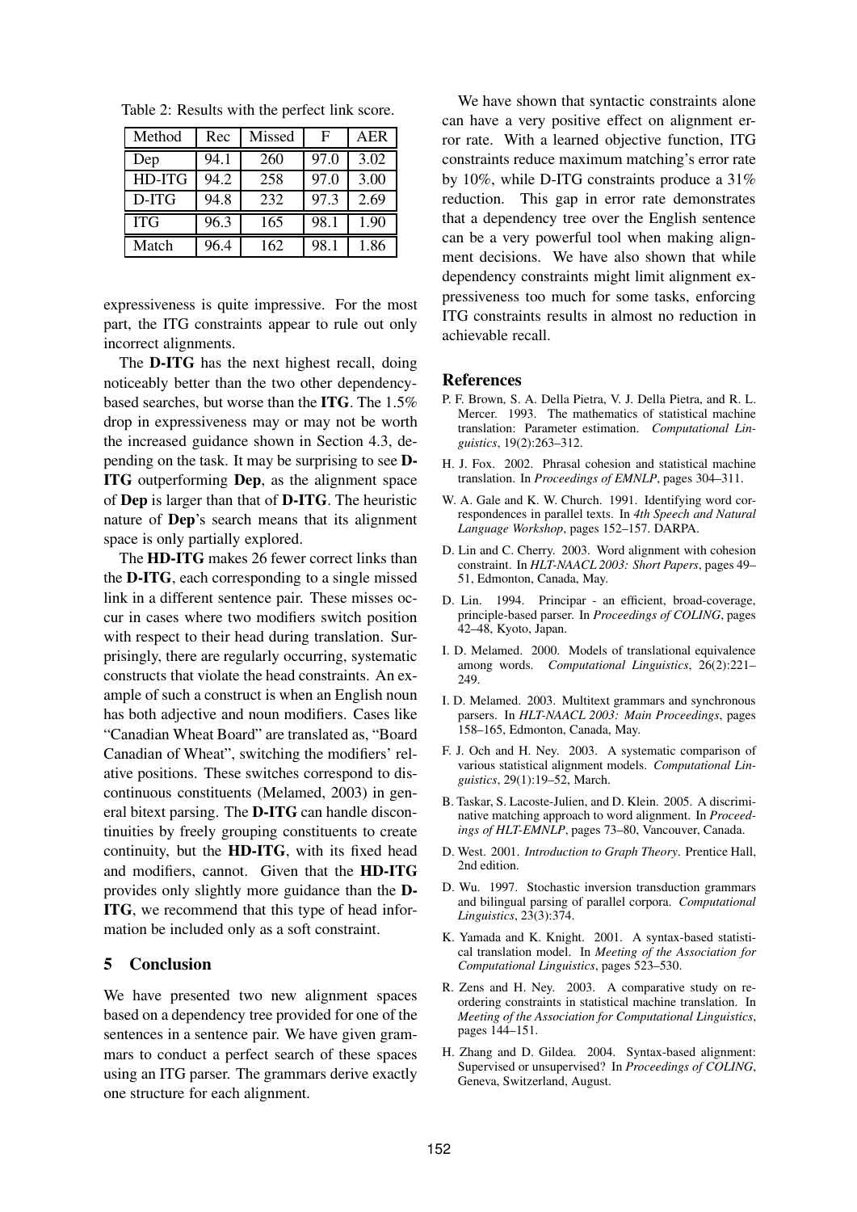Table 2: Results with the perfect link score.

| Method | Rec | Missed | F | AER |
| --- | --- | --- | --- | --- |
| Dep | 94.1 | 260 | 97.0 | 3.02 |
| HD-ITG | 94.2 | 258 | 97.0 | 3.00 |
| D-ITG | 94.8 | 232 | 97.3 | 2.69 |
| ITG | 96.3 | 165 | 98.1 | 1.90 |
| Match | 96.4 | 162 | 98.1 | 1.86 |

expressiveness is quite impressive. For the most part, the ITG constraints appear to rule out only incorrect alignments.

The **D-ITG** has the next highest recall, doing noticeably better than the two other dependency-based searches, but worse than the **ITG**. The 1.5% drop in expressiveness may or may not be worth the increased guidance shown in Section 4.3, depending on the task. It may be surprising to see **D-ITG** outperforming **Dep**, as the alignment space of **Dep** is larger than that of **D-ITG**. The heuristic nature of **Dep**'s search means that its alignment space is only partially explored.

The **HD-ITG** makes 26 fewer correct links than the **D-ITG**, each corresponding to a single missed link in a different sentence pair. These misses occur in cases where two modifiers switch position with respect to their head during translation. Surprisingly, there are regularly occurring, systematic constructs that violate the head constraints. An example of such a construct is when an English noun has both adjective and noun modifiers. Cases like "Canadian Wheat Board" are translated as, "Board Canadian of Wheat", switching the modifiers' relative positions. These switches correspond to discontinuous constituents (Melamed, 2003) in general bitext parsing. The **D-ITG** can handle discontinuities by freely grouping constituents to create continuity, but the **HD-ITG**, with its fixed head and modifiers, cannot. Given that the **HD-ITG** provides only slightly more guidance than the **D-ITG**, we recommend that this type of head information be included only as a soft constraint.

## 5 Conclusion

We have presented two new alignment spaces based on a dependency tree provided for one of the sentences in a sentence pair. We have given grammars to conduct a perfect search of these spaces using an ITG parser. The grammars derive exactly one structure for each alignment.

We have shown that syntactic constraints alone can have a very positive effect on alignment error rate. With a learned objective function, ITG constraints reduce maximum matching's error rate by 10%, while D-ITG constraints produce a 31% reduction. This gap in error rate demonstrates that a dependency tree over the English sentence can be a very powerful tool when making alignment decisions. We have also shown that while dependency constraints might limit alignment expressiveness too much for some tasks, enforcing ITG constraints results in almost no reduction in achievable recall.

## References

P. F. Brown, S. A. Della Pietra, V. J. Della Pietra, and R. L. Mercer. 1993. The mathematics of statistical machine translation: Parameter estimation. *Computational Linguistics*, 19(2):263–312.

H. J. Fox. 2002. Phrasal cohesion and statistical machine translation. In *Proceedings of EMNLP*, pages 304–311.

W. A. Gale and K. W. Church. 1991. Identifying word correspondences in parallel texts. In *4th Speech and Natural Language Workshop*, pages 152–157. DARPA.

D. Lin and C. Cherry. 2003. Word alignment with cohesion constraint. In *HLT-NAACL 2003: Short Papers*, pages 49–51, Edmonton, Canada, May.

D. Lin. 1994. Principar - an efficient, broad-coverage, principle-based parser. In *Proceedings of COLING*, pages 42–48, Kyoto, Japan.

I. D. Melamed. 2000. Models of translational equivalence among words. *Computational Linguistics*, 26(2):221–249.

I. D. Melamed. 2003. Multitext grammars and synchronous parsers. In *HLT-NAACL 2003: Main Proceedings*, pages 158–165, Edmonton, Canada, May.

F. J. Och and H. Ney. 2003. A systematic comparison of various statistical alignment models. *Computational Linguistics*, 29(1):19–52, March.

B. Taskar, S. Lacoste-Julien, and D. Klein. 2005. A discriminative matching approach to word alignment. In *Proceedings of HLT-EMNLP*, pages 73–80, Vancouver, Canada.

D. West. 2001. *Introduction to Graph Theory*. Prentice Hall, 2nd edition.

D. Wu. 1997. Stochastic inversion transduction grammars and bilingual parsing of parallel corpora. *Computational Linguistics*, 23(3):374.

K. Yamada and K. Knight. 2001. A syntax-based statistical translation model. In *Meeting of the Association for Computational Linguistics*, pages 523–530.

R. Zens and H. Ney. 2003. A comparative study on reordering constraints in statistical machine translation. In *Meeting of the Association for Computational Linguistics*, pages 144–151.

H. Zhang and D. Gildea. 2004. Syntax-based alignment: Supervised or unsupervised? In *Proceedings of COLING*, Geneva, Switzerland, August.